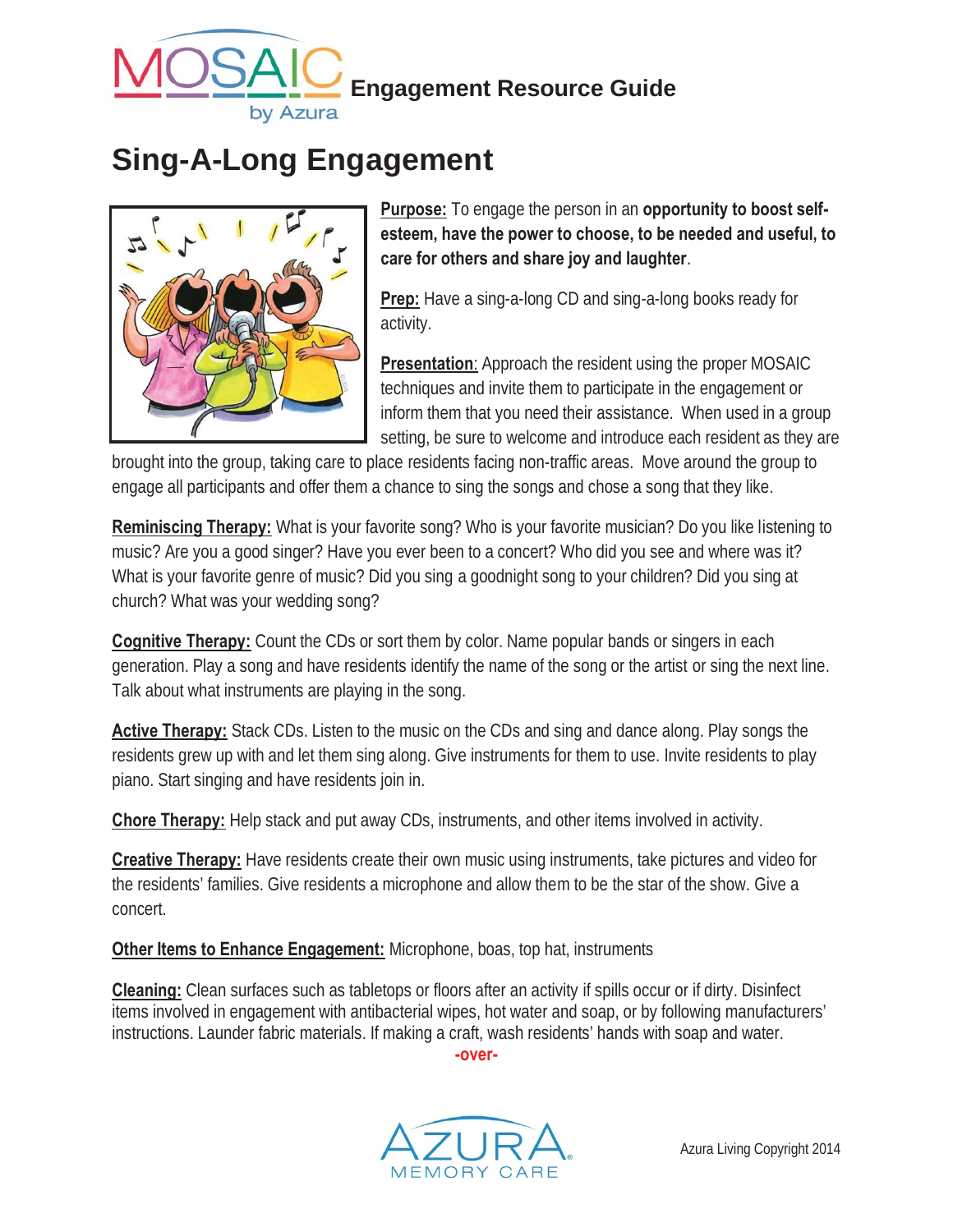**MOSAIC by Azura** Engagement Resource Guide

# Sing-A-Long Engagement

**Purpose:** To engage the person in an **opportunity to boost self-esteem, have the power to choose, to be needed and useful, to care for others and share joy and laughter**.

**Prep:** Have a sing-a-long CD and sing-a-long books ready for activity.

**Presentation**: Approach the resident using the proper MOSAIC techniques and invite them to participate in the engagement or inform them that you need their assistance. When used in a group setting, be sure to welcome and introduce each resident as they are brought into the group, taking care to place residents facing non-traffic areas. Move around the group to engage all participants and offer them a chance to sing the songs and chose a song that they like.

**Reminiscing Therapy:** What is your favorite song? Who is your favorite musician? Do you like listening to music? Are you a good singer? Have you ever been to a concert? Who did you see and where was it? What is your favorite genre of music? Did you sing a goodnight song to your children? Did you sing at church? What was your wedding song?

**Cognitive Therapy:** Count the CDs or sort them by color. Name popular bands or singers in each generation. Play a song and have residents identify the name of the song or the artist or sing the next line. Talk about what instruments are playing in the song.

**Active Therapy:** Stack CDs. Listen to the music on the CDs and sing and dance along. Play songs the residents grew up with and let them sing along. Give instruments for them to use. Invite residents to play piano. Start singing and have residents join in.

**Chore Therapy:** Help stack and put away CDs, instruments, and other items involved in activity.

**Creative Therapy:** Have residents create their own music using instruments, take pictures and video for the residents' families. Give residents a microphone and allow them to be the star of the show. Give a concert.

**Other Items to Enhance Engagement:** Microphone, boas, top hat, instruments

**Cleaning:** Clean surfaces such as tabletops or floors after an activity if spills occur or if dirty. Disinfect items involved in engagement with antibacterial wipes, hot water and soap, or by following manufacturers' instructions. Launder fabric materials. If making a craft, wash residents' hands with soap and water.

-over-

AZURA MEMORY CARE

Azura Living Copyright 2014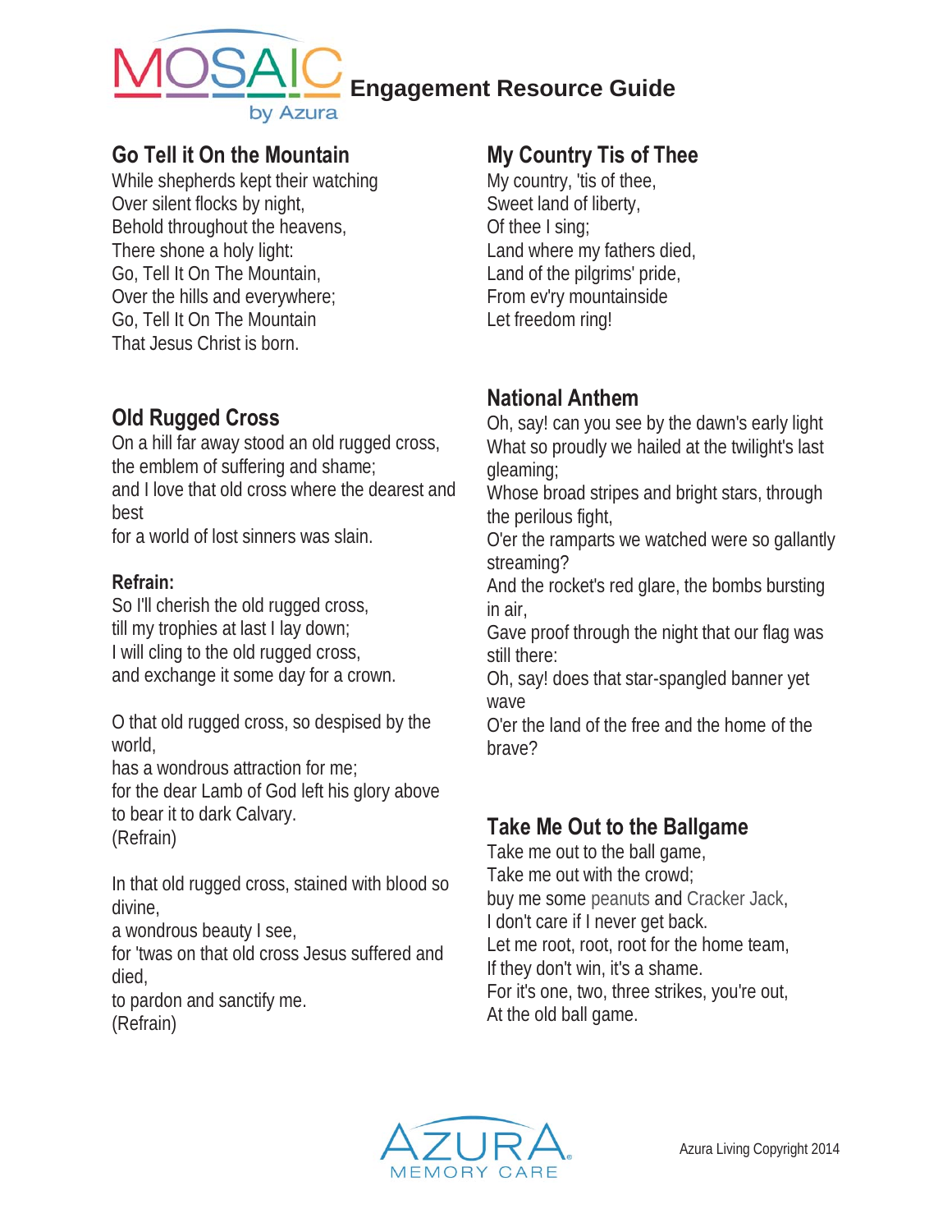Engagement Resource Guide

## Go Tell it On the Mountain

While shepherds kept their watching
Over silent flocks by night,
Behold throughout the heavens,
There shone a holy light:
Go, Tell It On The Mountain,
Over the hills and everywhere;
Go, Tell It On The Mountain
That Jesus Christ is born.

## Old Rugged Cross

On a hill far away stood an old rugged cross,
the emblem of suffering and shame;
and I love that old cross where the dearest and best
for a world of lost sinners was slain.

**Refrain:**

So I'll cherish the old rugged cross,
till my trophies at last I lay down;
I will cling to the old rugged cross,
and exchange it some day for a crown.

O that old rugged cross, so despised by the world,
has a wondrous attraction for me;
for the dear Lamb of God left his glory above
to bear it to dark Calvary.
(Refrain)

In that old rugged cross, stained with blood so divine,
a wondrous beauty I see,
for 'twas on that old cross Jesus suffered and died,
to pardon and sanctify me.
(Refrain)

## My Country Tis of Thee

My country, 'tis of thee,
Sweet land of liberty,
Of thee I sing;
Land where my fathers died,
Land of the pilgrims' pride,
From ev'ry mountainside
Let freedom ring!

## National Anthem

Oh, say! can you see by the dawn's early light
What so proudly we hailed at the twilight's last gleaming;
Whose broad stripes and bright stars, through the perilous fight,
O'er the ramparts we watched were so gallantly streaming?
And the rocket's red glare, the bombs bursting in air,
Gave proof through the night that our flag was still there:
Oh, say! does that star-spangled banner yet wave
O'er the land of the free and the home of the brave?

## Take Me Out to the Ballgame

Take me out to the ball game,
Take me out with the crowd;
buy me some peanuts and Cracker Jack,
I don't care if I never get back.
Let me root, root, root for the home team,
If they don't win, it's a shame.
For it's one, two, three strikes, you're out,
At the old ball game.

Azura Living Copyright 2014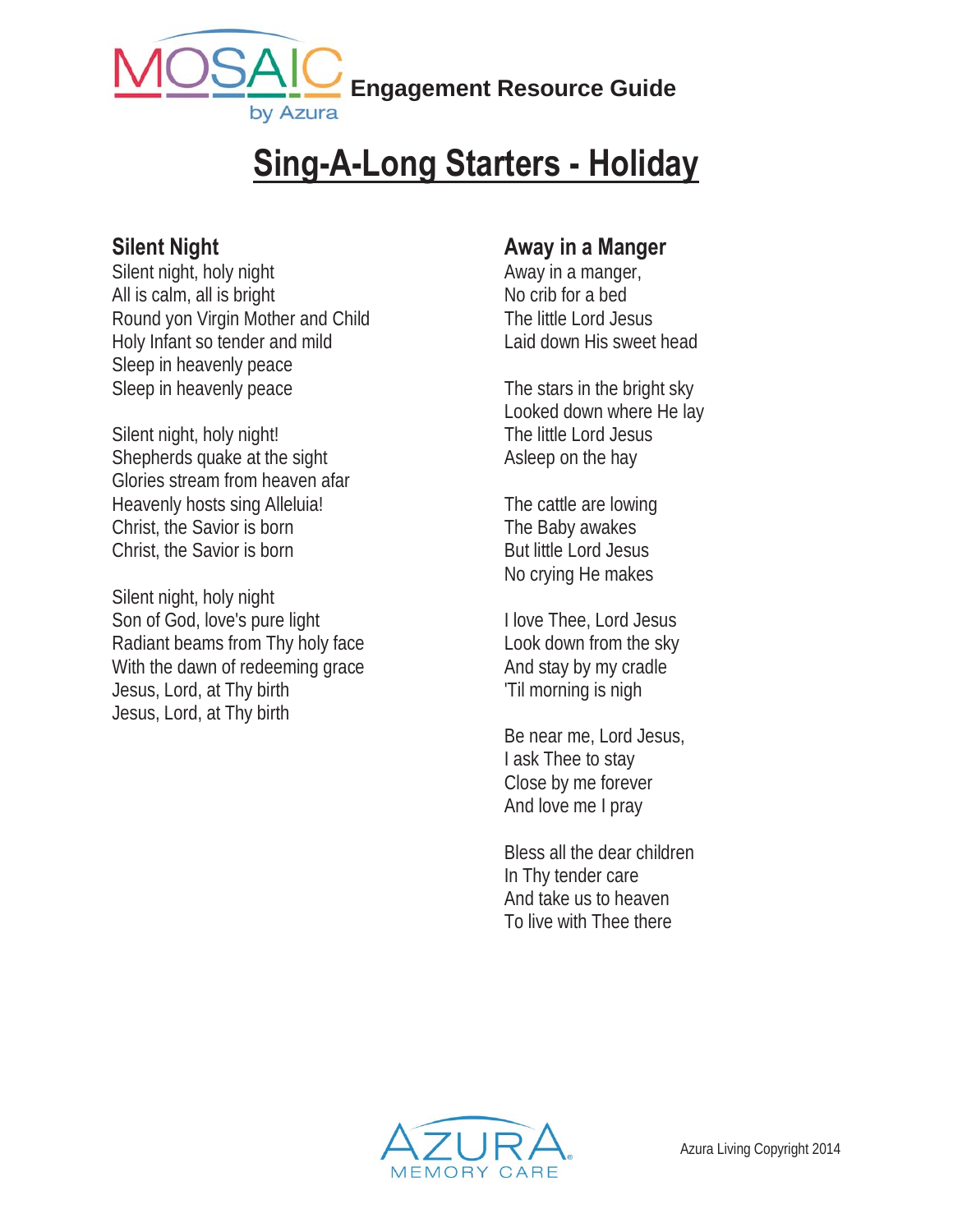Engagement Resource Guide

# Sing-A-Long Starters - Holiday

## Silent Night

Silent night, holy night
All is calm, all is bright
Round yon Virgin Mother and Child
Holy Infant so tender and mild
Sleep in heavenly peace
Sleep in heavenly peace

Silent night, holy night!
Shepherds quake at the sight
Glories stream from heaven afar
Heavenly hosts sing Alleluia!
Christ, the Savior is born
Christ, the Savior is born

Silent night, holy night
Son of God, love's pure light
Radiant beams from Thy holy face
With the dawn of redeeming grace
Jesus, Lord, at Thy birth
Jesus, Lord, at Thy birth

## Away in a Manger

Away in a manger,
No crib for a bed
The little Lord Jesus
Laid down His sweet head

The stars in the bright sky
Looked down where He lay
The little Lord Jesus
Asleep on the hay

The cattle are lowing
The Baby awakes
But little Lord Jesus
No crying He makes

I love Thee, Lord Jesus
Look down from the sky
And stay by my cradle
'Til morning is nigh

Be near me, Lord Jesus,
I ask Thee to stay
Close by me forever
And love me I pray

Bless all the dear children
In Thy tender care
And take us to heaven
To live with Thee there

Azura Living Copyright 2014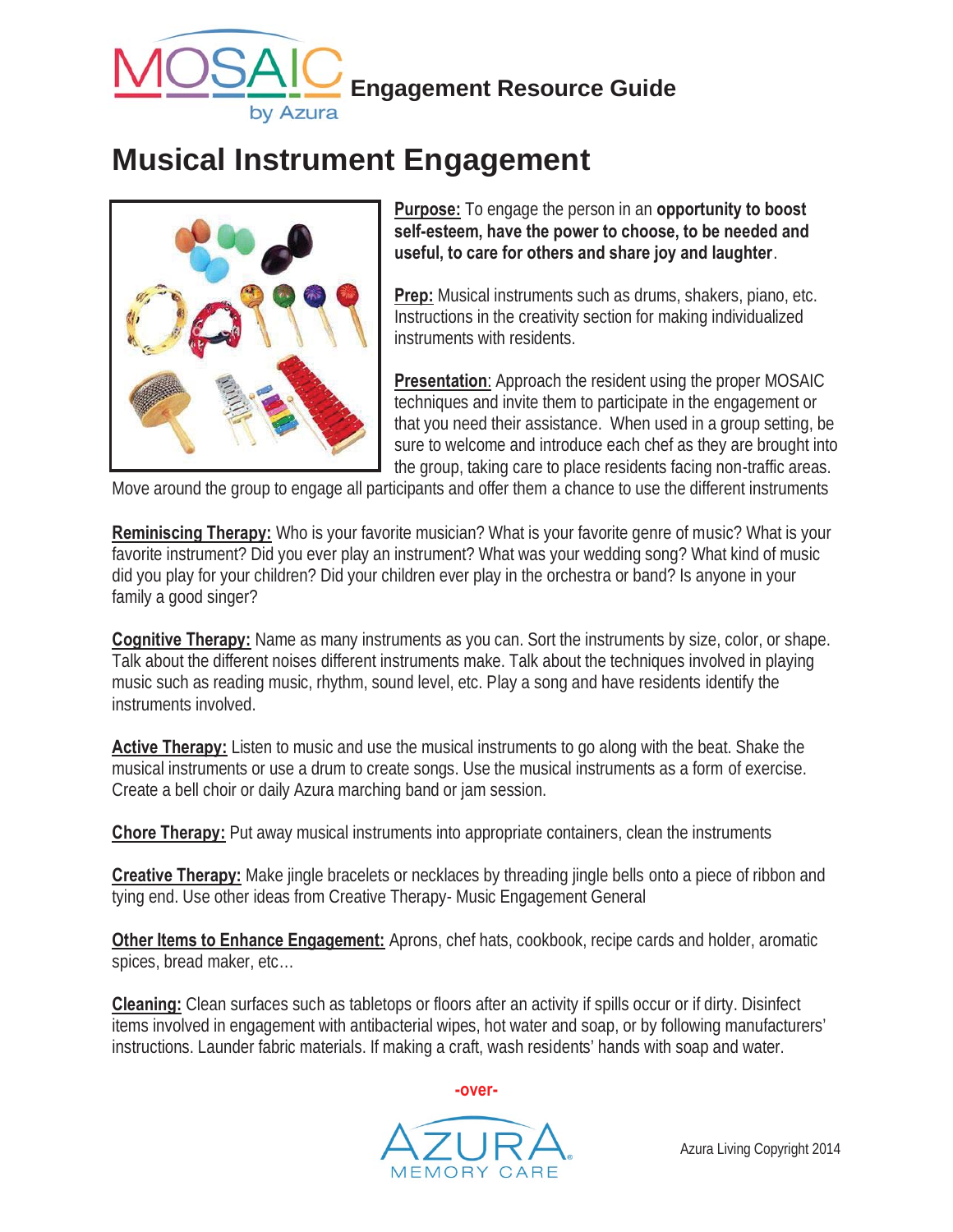MOSAIC by Azura **Engagement Resource Guide**

# Musical Instrument Engagement

**Purpose:** To engage the person in an **opportunity to boost self-esteem, have the power to choose, to be needed and useful, to care for others and share joy and laughter**.

**Prep:** Musical instruments such as drums, shakers, piano, etc. Instructions in the creativity section for making individualized instruments with residents.

**Presentation**: Approach the resident using the proper MOSAIC techniques and invite them to participate in the engagement or that you need their assistance. When used in a group setting, be sure to welcome and introduce each chef as they are brought into the group, taking care to place residents facing non-traffic areas. Move around the group to engage all participants and offer them a chance to use the different instruments

**Reminiscing Therapy:** Who is your favorite musician? What is your favorite genre of music? What is your favorite instrument? Did you ever play an instrument? What was your wedding song? What kind of music did you play for your children? Did your children ever play in the orchestra or band? Is anyone in your family a good singer?

**Cognitive Therapy:** Name as many instruments as you can. Sort the instruments by size, color, or shape. Talk about the different noises different instruments make. Talk about the techniques involved in playing music such as reading music, rhythm, sound level, etc. Play a song and have residents identify the instruments involved.

**Active Therapy:** Listen to music and use the musical instruments to go along with the beat. Shake the musical instruments or use a drum to create songs. Use the musical instruments as a form of exercise. Create a bell choir or daily Azura marching band or jam session.

**Chore Therapy:** Put away musical instruments into appropriate containers, clean the instruments

**Creative Therapy:** Make jingle bracelets or necklaces by threading jingle bells onto a piece of ribbon and tying end. Use other ideas from Creative Therapy- Music Engagement General

**Other Items to Enhance Engagement:** Aprons, chef hats, cookbook, recipe cards and holder, aromatic spices, bread maker, etc…

**Cleaning:** Clean surfaces such as tabletops or floors after an activity if spills occur or if dirty. Disinfect items involved in engagement with antibacterial wipes, hot water and soap, or by following manufacturers' instructions. Launder fabric materials. If making a craft, wash residents' hands with soap and water.

-over-

AZURA MEMORY CARE

Azura Living Copyright 2014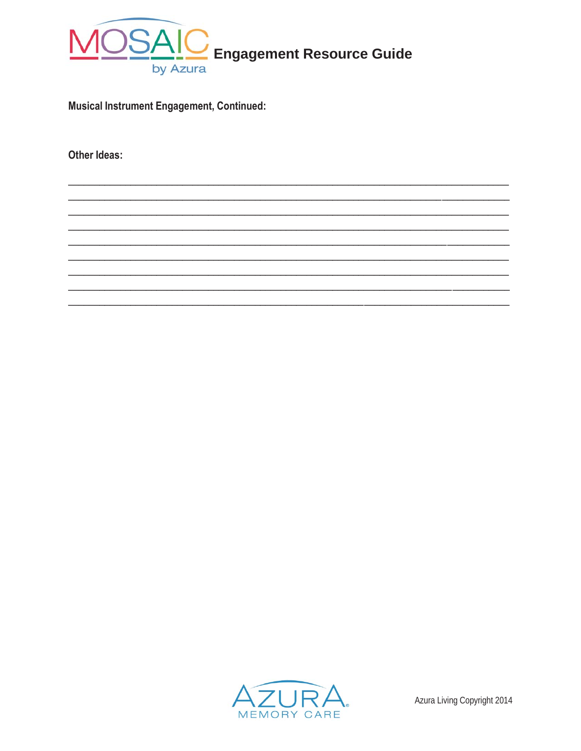**Musical Instrument Engagement, Continued:**

**Other Ideas:**

\_\_\_\_\_\_\_\_\_\_\_\_\_\_\_\_\_\_\_\_\_\_\_\_\_\_\_\_\_\_\_\_\_\_\_\_\_\_\_\_\_\_\_\_\_\_\_\_\_\_\_\_\_\_\_\_\_\_\_\_\_\_\_\_\_\_\_\_\_\_\_\_\_\_\_\_\_\_

\_\_\_\_\_\_\_\_\_\_\_\_\_\_\_\_\_\_\_\_\_\_\_\_\_\_\_\_\_\_\_\_\_\_\_\_\_\_\_\_\_\_\_\_\_\_\_\_\_\_\_\_\_\_\_\_\_\_\_\_\_\_\_\_\_\_\_\_\_\_\_\_\_\_\_\_\_\_

\_\_\_\_\_\_\_\_\_\_\_\_\_\_\_\_\_\_\_\_\_\_\_\_\_\_\_\_\_\_\_\_\_\_\_\_\_\_\_\_\_\_\_\_\_\_\_\_\_\_\_\_\_\_\_\_\_\_\_\_\_\_\_\_\_\_\_\_\_\_\_\_\_\_\_\_\_\_

\_\_\_\_\_\_\_\_\_\_\_\_\_\_\_\_\_\_\_\_\_\_\_\_\_\_\_\_\_\_\_\_\_\_\_\_\_\_\_\_\_\_\_\_\_\_\_\_\_\_\_\_\_\_\_\_\_\_\_\_\_\_\_\_\_\_\_\_\_\_\_\_\_\_\_\_\_\_

\_\_\_\_\_\_\_\_\_\_\_\_\_\_\_\_\_\_\_\_\_\_\_\_\_\_\_\_\_\_\_\_\_\_\_\_\_\_\_\_\_\_\_\_\_\_\_\_\_\_\_\_\_\_\_\_\_\_\_\_\_\_\_\_\_\_\_\_\_\_\_\_\_\_\_\_\_\_

\_\_\_\_\_\_\_\_\_\_\_\_\_\_\_\_\_\_\_\_\_\_\_\_\_\_\_\_\_\_\_\_\_\_\_\_\_\_\_\_\_\_\_\_\_\_\_\_\_\_\_\_\_\_\_\_\_\_\_\_\_\_\_\_\_\_\_\_\_\_\_\_\_\_\_\_\_\_

\_\_\_\_\_\_\_\_\_\_\_\_\_\_\_\_\_\_\_\_\_\_\_\_\_\_\_\_\_\_\_\_\_\_\_\_\_\_\_\_\_\_\_\_\_\_\_\_\_\_\_\_\_\_\_\_\_\_\_\_\_\_\_\_\_\_\_\_\_\_\_\_\_\_\_\_\_\_

\_\_\_\_\_\_\_\_\_\_\_\_\_\_\_\_\_\_\_\_\_\_\_\_\_\_\_\_\_\_\_\_\_\_\_\_\_\_\_\_\_\_\_\_\_\_\_\_\_\_\_\_\_\_\_\_\_\_\_\_\_\_\_\_\_\_\_\_\_\_\_\_\_\_\_\_\_\_

\_\_\_\_\_\_\_\_\_\_\_\_\_\_\_\_\_\_\_\_\_\_\_\_\_\_\_\_\_\_\_\_\_\_\_\_\_\_\_\_\_\_\_\_\_\_\_\_\_\_\_\_\_\_\_\_\_\_\_\_\_\_\_\_\_\_\_\_\_\_\_\_\_\_\_\_\_\_